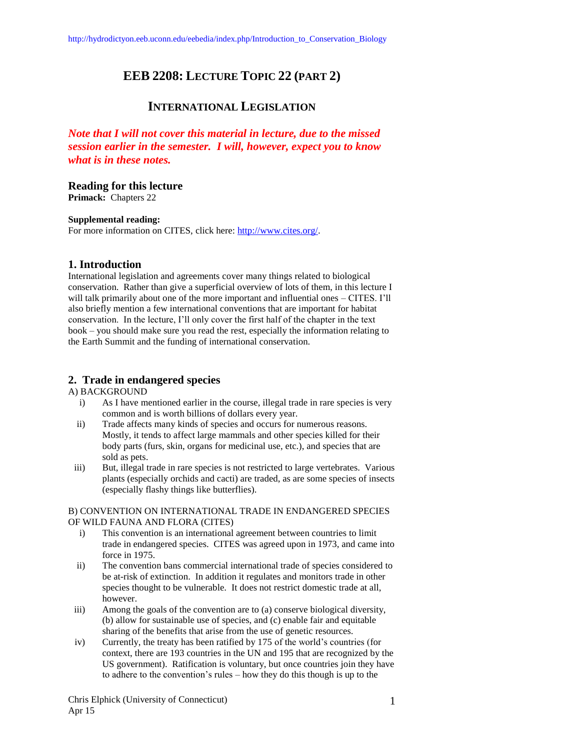# EEB 2208: LECTURE TOPIC 22 (PART 2)

## INTERNATIONAL LEGISLATION

***Note that I will not cover this material in lecture, due to the missed session earlier in the semester. I will, however, expect you to know what is in these notes.***

### Reading for this lecture

**Primack:** Chapters 22

**Supplemental reading:**

For more information on CITES, click here: http://www.cites.org/.

### 1. Introduction

International legislation and agreements cover many things related to biological conservation. Rather than give a superficial overview of lots of them, in this lecture I will talk primarily about one of the more important and influential ones – CITES. I'll also briefly mention a few international conventions that are important for habitat conservation. In the lecture, I'll only cover the first half of the chapter in the text book – you should make sure you read the rest, especially the information relating to the Earth Summit and the funding of international conservation.

### 2. Trade in endangered species

A) BACKGROUND

i) As I have mentioned earlier in the course, illegal trade in rare species is very common and is worth billions of dollars every year.

ii) Trade affects many kinds of species and occurs for numerous reasons. Mostly, it tends to affect large mammals and other species killed for their body parts (furs, skin, organs for medicinal use, etc.), and species that are sold as pets.

iii) But, illegal trade in rare species is not restricted to large vertebrates. Various plants (especially orchids and cacti) are traded, as are some species of insects (especially flashy things like butterflies).

B) CONVENTION ON INTERNATIONAL TRADE IN ENDANGERED SPECIES OF WILD FAUNA AND FLORA (CITES)

i) This convention is an international agreement between countries to limit trade in endangered species. CITES was agreed upon in 1973, and came into force in 1975.

ii) The convention bans commercial international trade of species considered to be at-risk of extinction. In addition it regulates and monitors trade in other species thought to be vulnerable. It does not restrict domestic trade at all, however.

iii) Among the goals of the convention are to (a) conserve biological diversity, (b) allow for sustainable use of species, and (c) enable fair and equitable sharing of the benefits that arise from the use of genetic resources.

iv) Currently, the treaty has been ratified by 175 of the world's countries (for context, there are 193 countries in the UN and 195 that are recognized by the US government). Ratification is voluntary, but once countries join they have to adhere to the convention's rules – how they do this though is up to the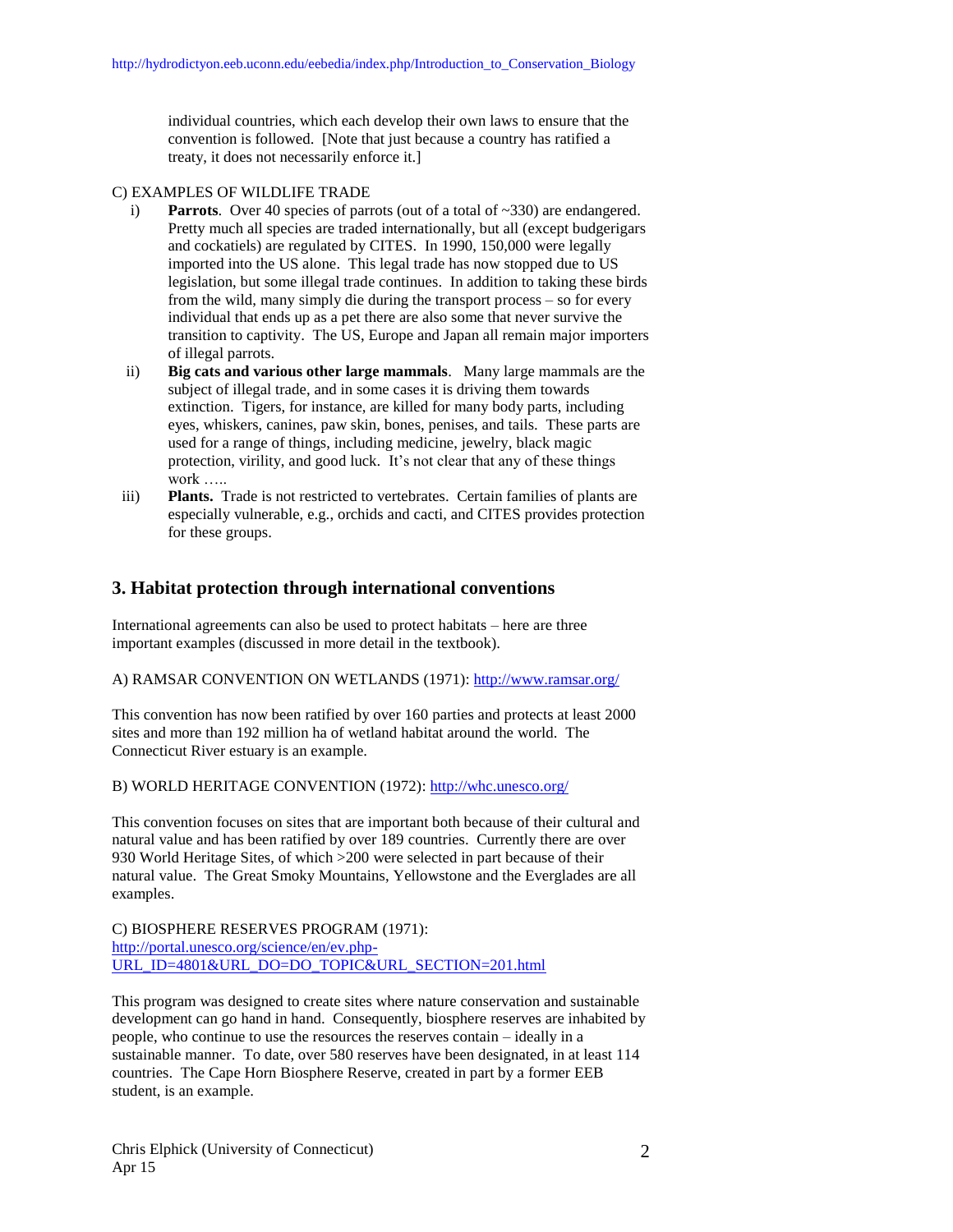individual countries, which each develop their own laws to ensure that the convention is followed. [Note that just because a country has ratified a treaty, it does not necessarily enforce it.]

C) EXAMPLES OF WILDLIFE TRADE

i) **Parrots**. Over 40 species of parrots (out of a total of ~330) are endangered. Pretty much all species are traded internationally, but all (except budgerigars and cockatiels) are regulated by CITES. In 1990, 150,000 were legally imported into the US alone. This legal trade has now stopped due to US legislation, but some illegal trade continues. In addition to taking these birds from the wild, many simply die during the transport process – so for every individual that ends up as a pet there are also some that never survive the transition to captivity. The US, Europe and Japan all remain major importers of illegal parrots.

ii) **Big cats and various other large mammals**. Many large mammals are the subject of illegal trade, and in some cases it is driving them towards extinction. Tigers, for instance, are killed for many body parts, including eyes, whiskers, canines, paw skin, bones, penises, and tails. These parts are used for a range of things, including medicine, jewelry, black magic protection, virility, and good luck. It's not clear that any of these things work …..

iii) **Plants.** Trade is not restricted to vertebrates. Certain families of plants are especially vulnerable, e.g., orchids and cacti, and CITES provides protection for these groups.

## 3. Habitat protection through international conventions

International agreements can also be used to protect habitats – here are three important examples (discussed in more detail in the textbook).

A) RAMSAR CONVENTION ON WETLANDS (1971): http://www.ramsar.org/

This convention has now been ratified by over 160 parties and protects at least 2000 sites and more than 192 million ha of wetland habitat around the world. The Connecticut River estuary is an example.

B) WORLD HERITAGE CONVENTION (1972): http://whc.unesco.org/

This convention focuses on sites that are important both because of their cultural and natural value and has been ratified by over 189 countries. Currently there are over 930 World Heritage Sites, of which >200 were selected in part because of their natural value. The Great Smoky Mountains, Yellowstone and the Everglades are all examples.

C) BIOSPHERE RESERVES PROGRAM (1971): http://portal.unesco.org/science/en/ev.php-URL_ID=4801&URL_DO=DO_TOPIC&URL_SECTION=201.html

This program was designed to create sites where nature conservation and sustainable development can go hand in hand. Consequently, biosphere reserves are inhabited by people, who continue to use the resources the reserves contain – ideally in a sustainable manner. To date, over 580 reserves have been designated, in at least 114 countries. The Cape Horn Biosphere Reserve, created in part by a former EEB student, is an example.